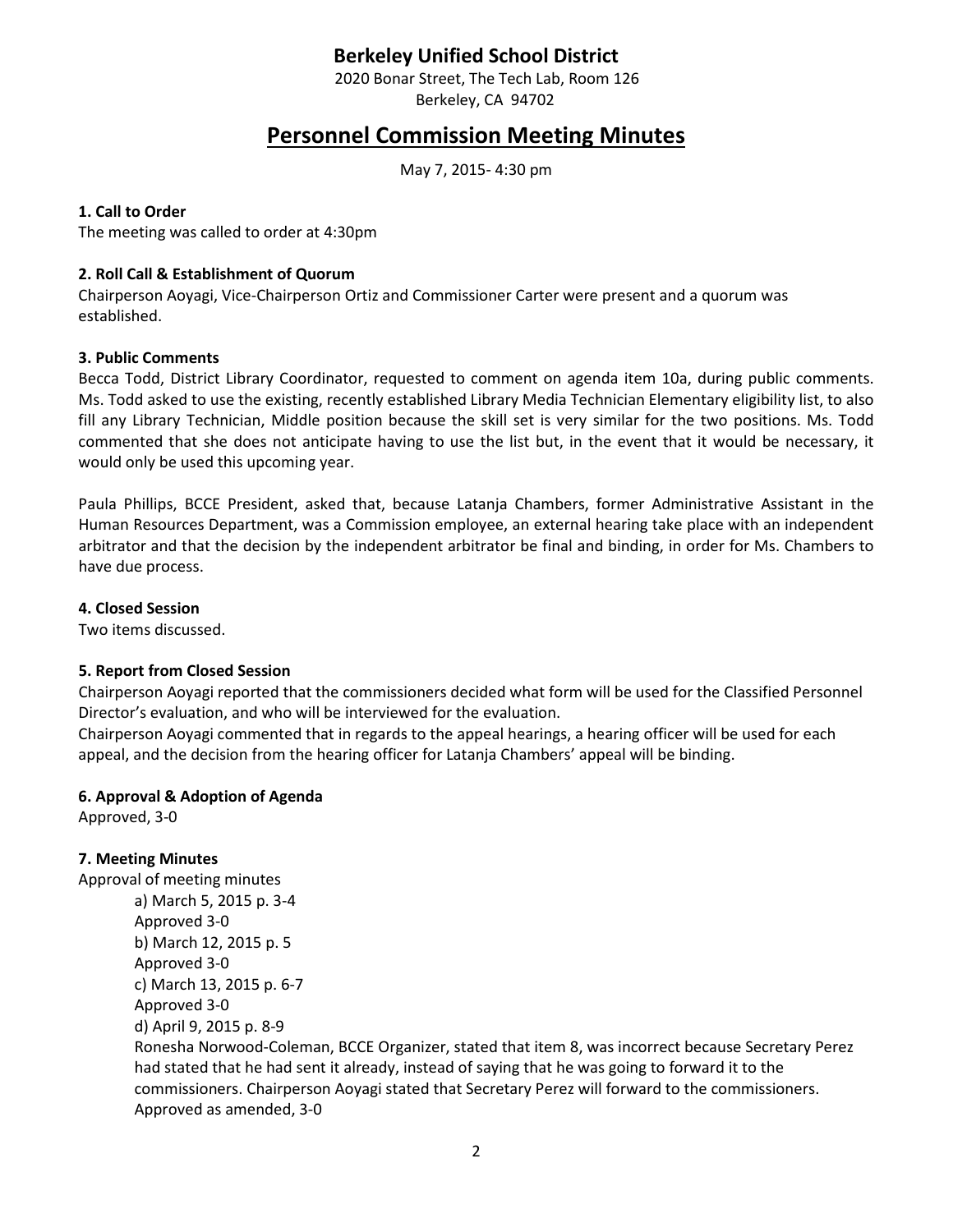# Berkeley Unified School District

2020 Bonar Street, The Tech Lab, Room 126
Berkeley, CA 94702

## Personnel Commission Meeting Minutes

May 7, 2015- 4:30 pm

**1. Call to Order**
The meeting was called to order at 4:30pm

**2. Roll Call & Establishment of Quorum**
Chairperson Aoyagi, Vice-Chairperson Ortiz and Commissioner Carter were present and a quorum was established.

**3. Public Comments**
Becca Todd, District Library Coordinator, requested to comment on agenda item 10a, during public comments. Ms. Todd asked to use the existing, recently established Library Media Technician Elementary eligibility list, to also fill any Library Technician, Middle position because the skill set is very similar for the two positions. Ms. Todd commented that she does not anticipate having to use the list but, in the event that it would be necessary, it would only be used this upcoming year.

Paula Phillips, BCCE President, asked that, because Latanja Chambers, former Administrative Assistant in the Human Resources Department, was a Commission employee, an external hearing take place with an independent arbitrator and that the decision by the independent arbitrator be final and binding, in order for Ms. Chambers to have due process.

**4. Closed Session**
Two items discussed.

**5. Report from Closed Session**
Chairperson Aoyagi reported that the commissioners decided what form will be used for the Classified Personnel Director's evaluation, and who will be interviewed for the evaluation.
Chairperson Aoyagi commented that in regards to the appeal hearings, a hearing officer will be used for each appeal, and the decision from the hearing officer for Latanja Chambers' appeal will be binding.

**6. Approval & Adoption of Agenda**
Approved, 3-0

**7. Meeting Minutes**
Approval of meeting minutes

a) March 5, 2015 p. 3-4
Approved 3-0
b) March 12, 2015 p. 5
Approved 3-0
c) March 13, 2015 p. 6-7
Approved 3-0
d) April 9, 2015 p. 8-9
Ronesha Norwood-Coleman, BCCE Organizer, stated that item 8, was incorrect because Secretary Perez had stated that he had sent it already, instead of saying that he was going to forward it to the commissioners. Chairperson Aoyagi stated that Secretary Perez will forward to the commissioners.
Approved as amended, 3-0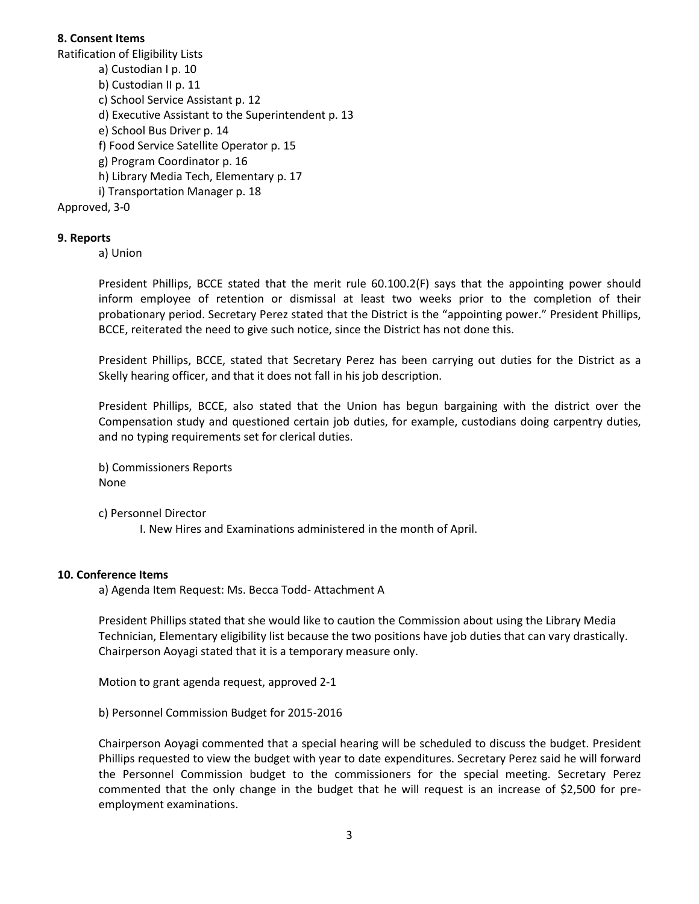**8. Consent Items**

Ratification of Eligibility Lists

- a) Custodian I p. 10
- b) Custodian II p. 11
- c) School Service Assistant p. 12
- d) Executive Assistant to the Superintendent p. 13
- e) School Bus Driver p. 14
- f) Food Service Satellite Operator p. 15
- g) Program Coordinator p. 16
- h) Library Media Tech, Elementary p. 17
- i) Transportation Manager p. 18

Approved, 3-0

**9. Reports**

a) Union

President Phillips, BCCE stated that the merit rule 60.100.2(F) says that the appointing power should inform employee of retention or dismissal at least two weeks prior to the completion of their probationary period. Secretary Perez stated that the District is the "appointing power." President Phillips, BCCE, reiterated the need to give such notice, since the District has not done this.

President Phillips, BCCE, stated that Secretary Perez has been carrying out duties for the District as a Skelly hearing officer, and that it does not fall in his job description.

President Phillips, BCCE, also stated that the Union has begun bargaining with the district over the Compensation study and questioned certain job duties, for example, custodians doing carpentry duties, and no typing requirements set for clerical duties.

b) Commissioners Reports
None

c) Personnel Director

I. New Hires and Examinations administered in the month of April.

**10. Conference Items**

a) Agenda Item Request: Ms. Becca Todd- Attachment A

President Phillips stated that she would like to caution the Commission about using the Library Media Technician, Elementary eligibility list because the two positions have job duties that can vary drastically. Chairperson Aoyagi stated that it is a temporary measure only.

Motion to grant agenda request, approved 2-1

b) Personnel Commission Budget for 2015-2016

Chairperson Aoyagi commented that a special hearing will be scheduled to discuss the budget. President Phillips requested to view the budget with year to date expenditures. Secretary Perez said he will forward the Personnel Commission budget to the commissioners for the special meeting. Secretary Perez commented that the only change in the budget that he will request is an increase of $2,500 for pre-employment examinations.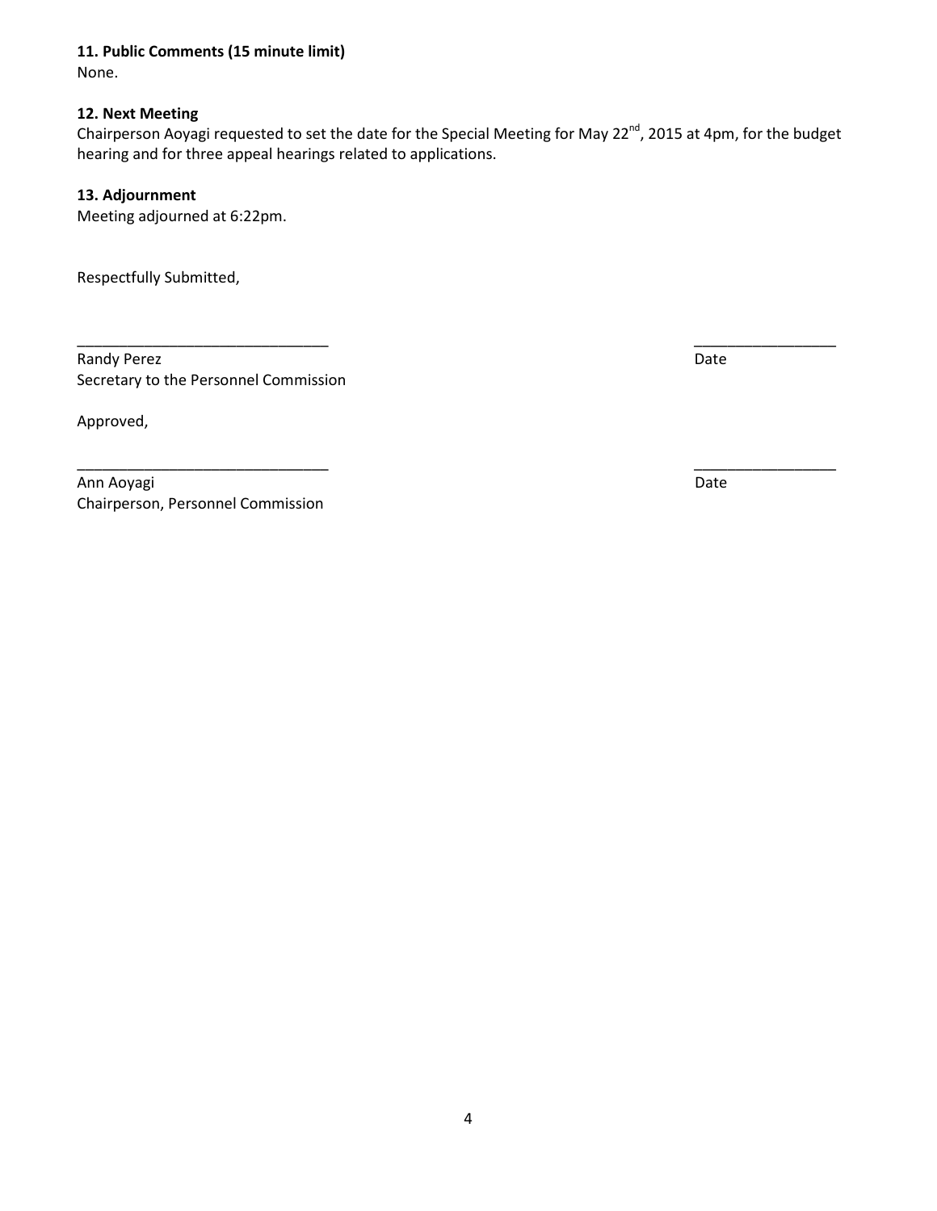**11. Public Comments (15 minute limit)**
None.

**12. Next Meeting**
Chairperson Aoyagi requested to set the date for the Special Meeting for May 22nd, 2015 at 4pm, for the budget hearing and for three appeal hearings related to applications.

**13. Adjournment**
Meeting adjourned at 6:22pm.

Respectfully Submitted,

______________________________ _________________

Randy Perez Date
Secretary to the Personnel Commission

Approved,

______________________________ _________________

Ann Aoyagi Date
Chairperson, Personnel Commission